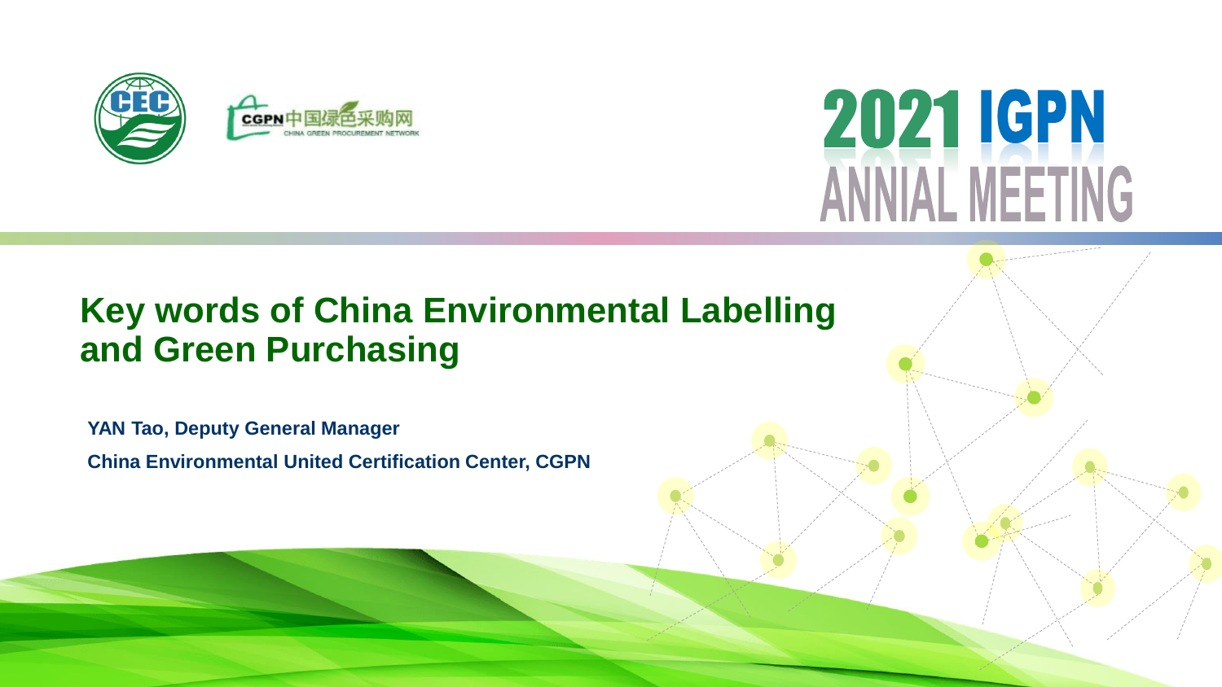CEC

CGPN 中国绿色采购网 CHINA GREEN PROCUREMENT NETWORK

# 2021 IGPN ANNIAL MEETING

## Key words of China Environmental Labelling and Green Purchasing

**YAN Tao, Deputy General Manager**

**China Environmental United Certification Center, CGPN**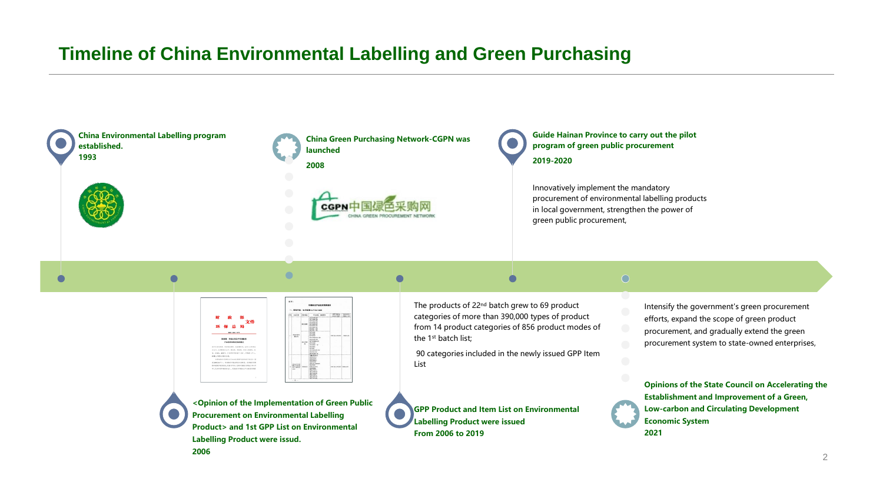# Timeline of China Environmental Labelling and Green Purchasing

**China Environmental Labelling program established.**
**1993**

**<Opinion of the Implementation of Green Public Procurement on Environmental Labelling Product> and 1st GPP List on Environmental Labelling Product were issud.**
**2006**

**China Green Purchasing Network-CGPN was launched**
**2008**

**GPP Product and Item List on Environmental Labelling Product were issued**
**From 2006 to 2019**

The products of 22nd batch grew to 69 product categories of more than 390,000 types of product from 14 product categories of 856 product modes of the 1st batch list;

90 categories included in the newly issued GPP Item List

**Guide Hainan Province to carry out the pilot program of green public procurement**
**2019-2020**

Innovatively implement the mandatory procurement of environmental labelling products in local government, strengthen the power of green public procurement,

**Opinions of the State Council on Accelerating the Establishment and Improvement of a Green, Low-carbon and Circulating Development Economic System**
**2021**

Intensify the government's green procurement efforts, expand the scope of green product procurement, and gradually extend the green procurement system to state-owned enterprises,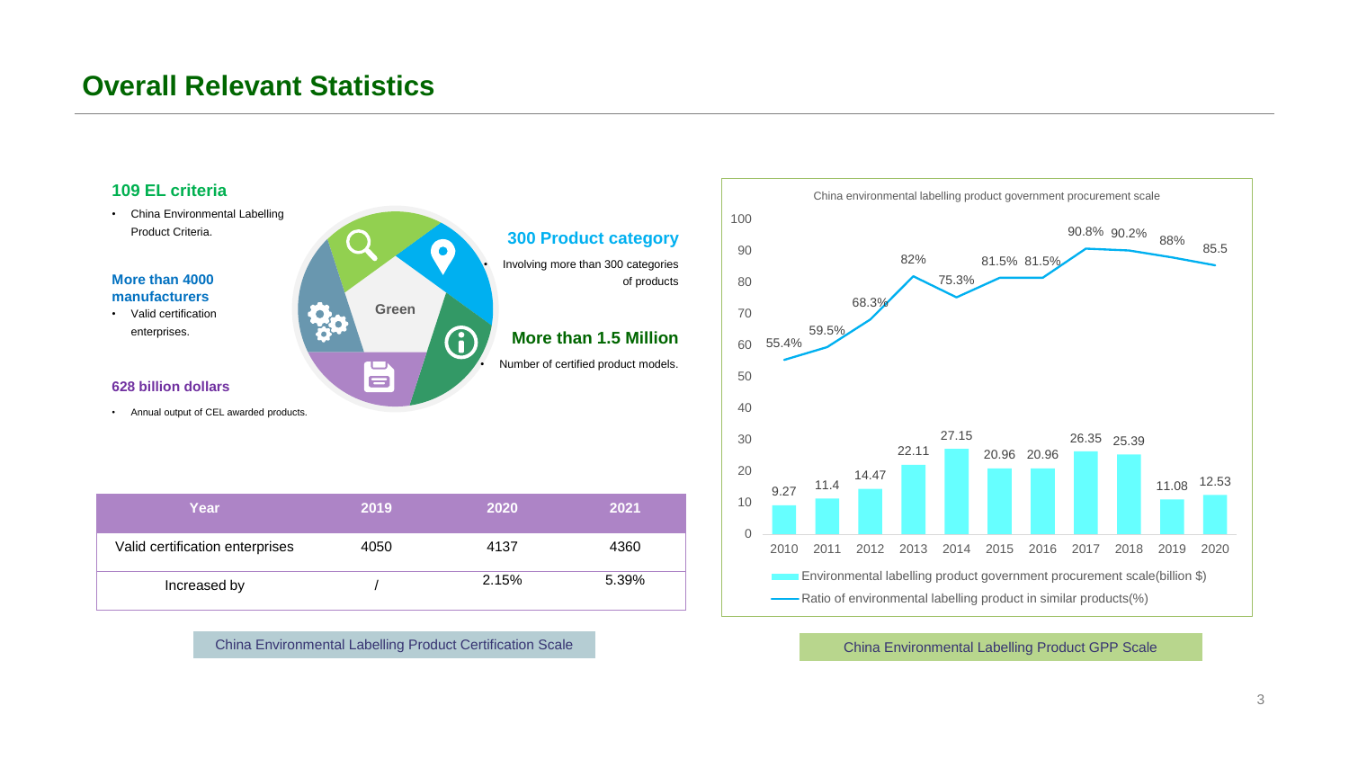# Overall Relevant Statistics

**109 EL criteria**

- China Environmental Labelling Product Criteria.

**More than 4000 manufacturers**

- Valid certification enterprises.

**628 billion dollars**

- Annual output of CEL awarded products.

Green

**300 Product category**

- Involving more than 300 categories of products

**More than 1.5 Million**

- Number of certified product models.

| Year | 2019 | 2020 | 2021 |
|---|---|---|---|
| Valid certification enterprises | 4050 | 4137 | 4360 |
| Increased by | / | 2.15% | 5.39% |

China Environmental Labelling Product Certification Scale

China environmental labelling product government procurement scale

| Year | Environmental labelling product government procurement scale(billion $) | Ratio of environmental labelling product in similar products(%) |
|---|---|---|
| 2010 | 9.27 | 55.4% |
| 2011 | 11.4 | 59.5% |
| 2012 | 14.47 | 68.3% |
| 2013 | 22.11 | 82% |
| 2014 | 27.15 | 75.3% |
| 2015 | 20.96 | 81.5% |
| 2016 | 20.96 | 81.5% |
| 2017 | 26.35 | 90.8% |
| 2018 | 25.39 | 90.2% |
| 2019 | 11.08 | 88% |
| 2020 | 12.53 | 85.5 |

China Environmental Labelling Product GPP Scale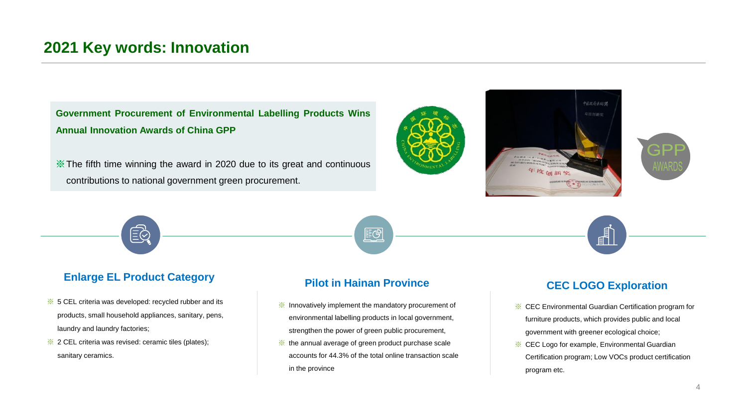## 2021 Key words: Innovation

**Government Procurement of Environmental Labelling Products Wins Annual Innovation Awards of China GPP**

※The fifth time winning the award in 2020 due to its great and continuous contributions to national government green procurement.

### Enlarge EL Product Category

- ※ 5 CEL criteria was developed: recycled rubber and its products, small household appliances, sanitary, pens, laundry and laundry factories;
- ※ 2 CEL criteria was revised: ceramic tiles (plates); sanitary ceramics.

### Pilot in Hainan Province

- ※ Innovatively implement the mandatory procurement of environmental labelling products in local government, strengthen the power of green public procurement,
- ※ the annual average of green product purchase scale accounts for 44.3% of the total online transaction scale in the province

### CEC LOGO Exploration

- ※ CEC Environmental Guardian Certification program for furniture products, which provides public and local government with greener ecological choice;
- ※ CEC Logo for example, Environmental Guardian Certification program; Low VOCs product certification program etc.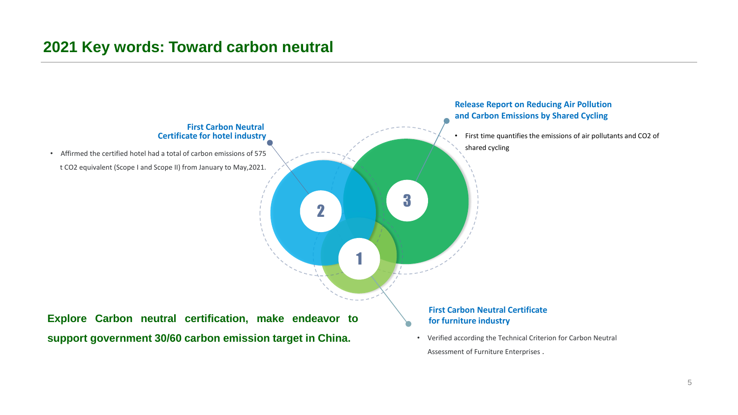# 2021 Key words: Toward carbon neutral

**1. First Carbon Neutral Certificate for furniture industry**

- Verified according the Technical Criterion for Carbon Neutral Assessment of Furniture Enterprises .

**2. First Carbon Neutral Certificate for hotel industry**

- Affirmed the certified hotel had a total of carbon emissions of 575 t CO2 equivalent (Scope I and Scope II) from January to May,2021.

**3. Release Report on Reducing Air Pollution and Carbon Emissions by Shared Cycling**

- First time quantifies the emissions of air pollutants and CO2 of shared cycling

**Explore Carbon neutral certification, make endeavor to support government 30/60 carbon emission target in China.**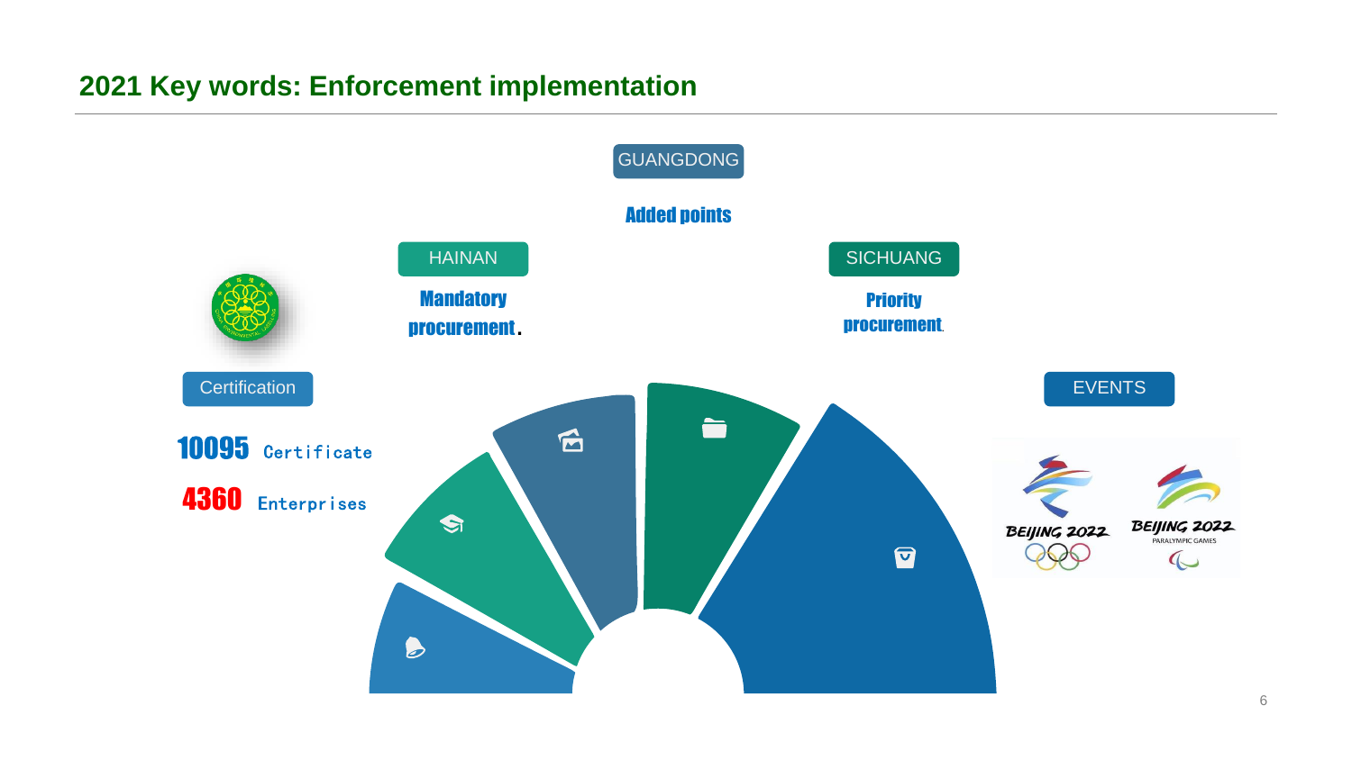## 2021 Key words: Enforcement implementation

GUANGDONG

**Added points**

HAINAN

**Mandatory procurement.**

SICHUANG

**Priority procurement.**

Certification

**10095** Certificate

**4360** Enterprises

EVENTS

BEIJING 2022

BEIJING 2022 PARALYMPIC GAMES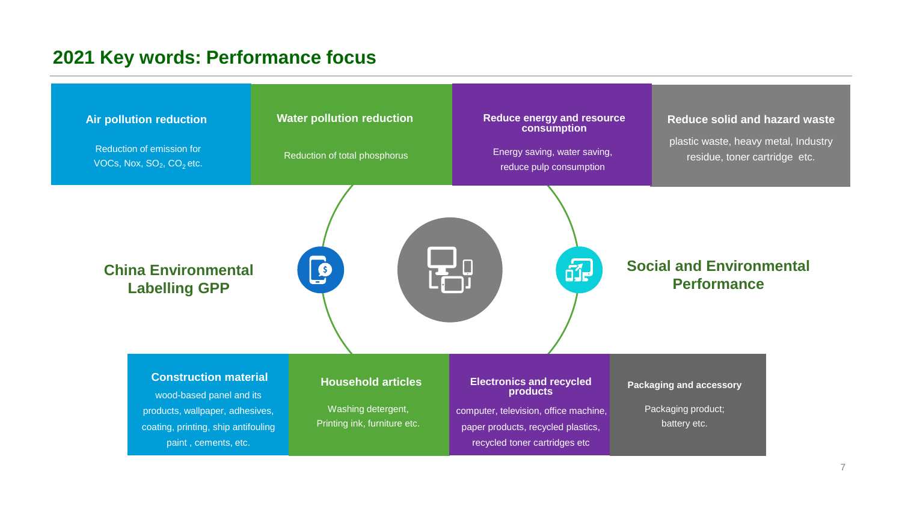## 2021 Key words: Performance focus

**Air pollution reduction**

Reduction of emission for VOCs, Nox, $SO_2$, $CO_2$ etc.

**Water pollution reduction**

Reduction of total phosphorus

**Reduce energy and resource consumption**

Energy saving, water saving, reduce pulp consumption

**Reduce solid and hazard waste**

plastic waste, heavy metal, Industry residue, toner cartridge etc.

**China Environmental Labelling GPP**

**Social and Environmental Performance**

**Construction material**

wood-based panel and its products, wallpaper, adhesives, coating, printing, ship antifouling paint , cements, etc.

**Household articles**

Washing detergent, Printing ink, furniture etc.

**Electronics and recycled products**

computer, television, office machine, paper products, recycled plastics, recycled toner cartridges etc

**Packaging and accessory**

Packaging product; battery etc.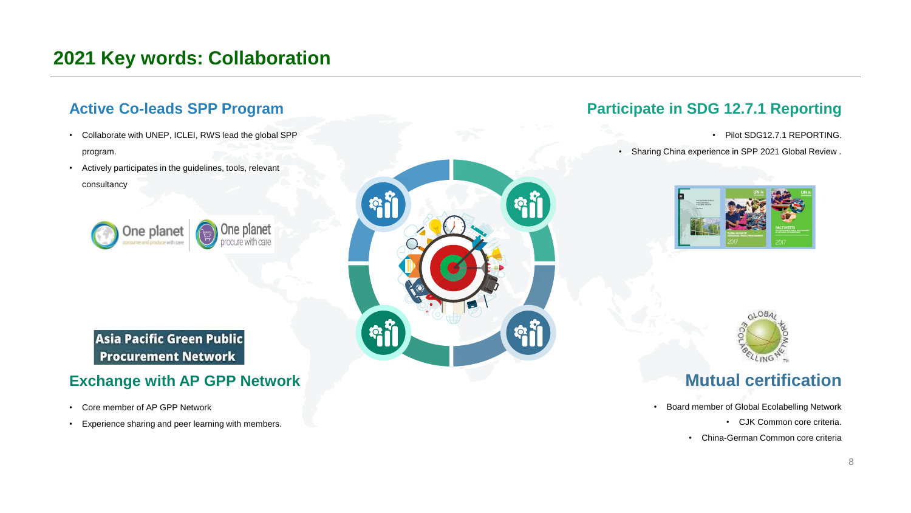# 2021 Key words: Collaboration

## Active Co-leads SPP Program

- Collaborate with UNEP, ICLEI, RWS lead the global SPP program.
- Actively participates in the guidelines, tools, relevant consultancy

One planet consume and produce with care | One planet procure with care

## Participate in SDG 12.7.1 Reporting

- Pilot SDG12.7.1 REPORTING.
- Sharing China experience in SPP 2021 Global Review .

Asia Pacific Green Public Procurement Network

## Exchange with AP GPP Network

- Core member of AP GPP Network
- Experience sharing and peer learning with members.

## Mutual certification

- Board member of Global Ecolabelling Network
- CJK Common core criteria.
- China-German Common core criteria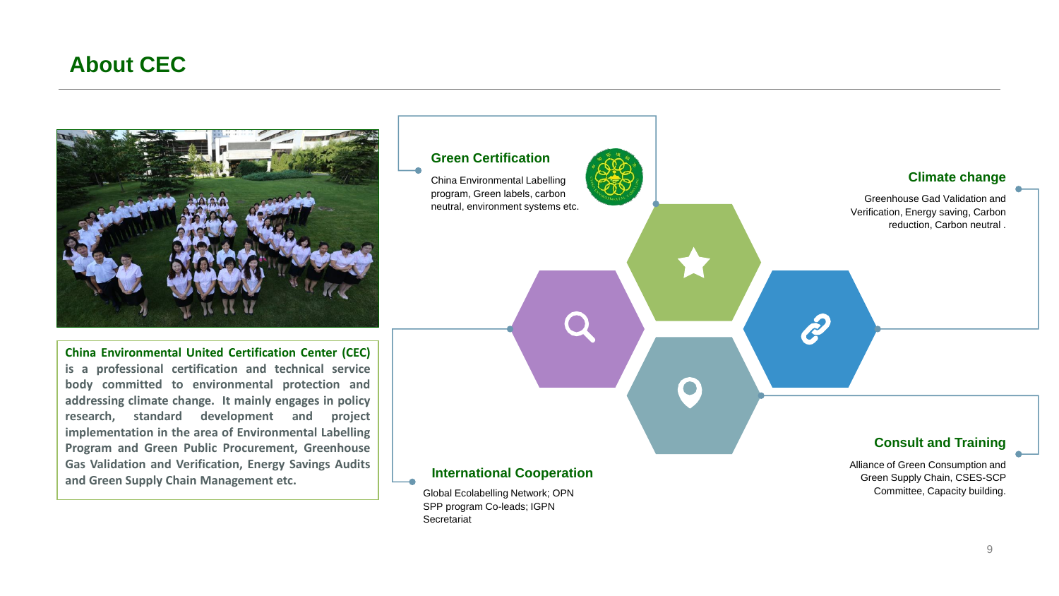# About CEC

**China Environmental United Certification Center (CEC) is a professional certification and technical service body committed to environmental protection and addressing climate change. It mainly engages in policy research, standard development and project implementation in the area of Environmental Labelling Program and Green Public Procurement, Greenhouse Gas Validation and Verification, Energy Savings Audits and Green Supply Chain Management etc.**

### Green Certification

China Environmental Labelling program, Green labels, carbon neutral, environment systems etc.

### Climate change

Greenhouse Gad Validation and Verification, Energy saving, Carbon reduction, Carbon neutral .

### Consult and Training

Alliance of Green Consumption and Green Supply Chain, CSES-SCP Committee, Capacity building.

### International Cooperation

Global Ecolabelling Network; OPN SPP program Co-leads; IGPN Secretariat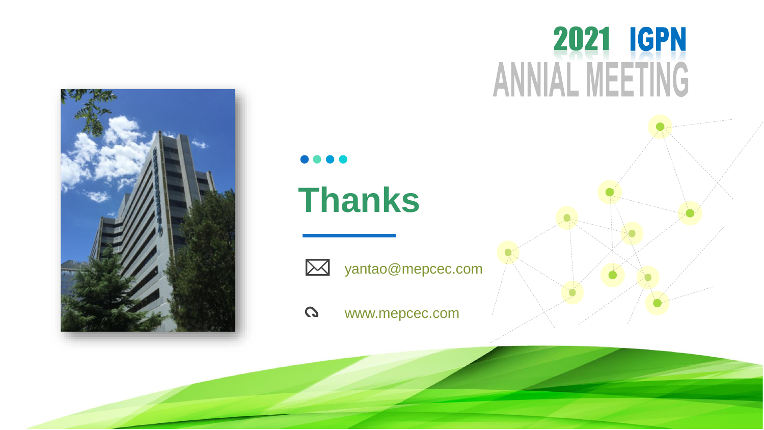2021 IGPN

ANNIAL MEETING

# Thanks

yantao@mepcec.com

www.mepcec.com